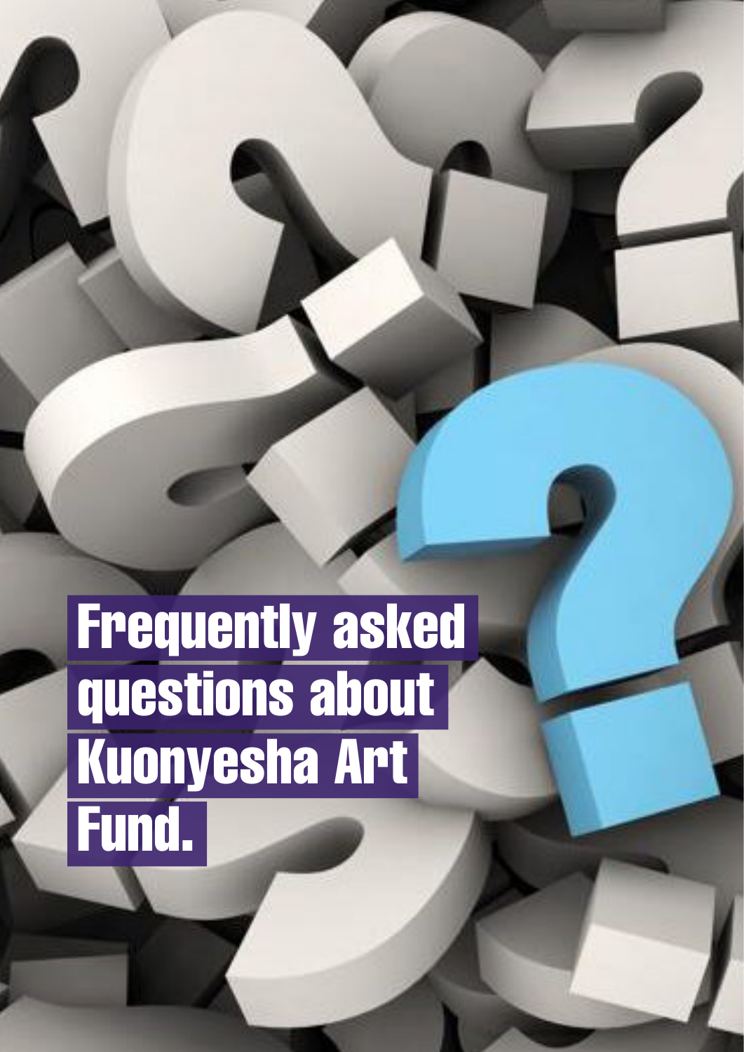# Frequently asked questions about Kuonyesha Art Fund.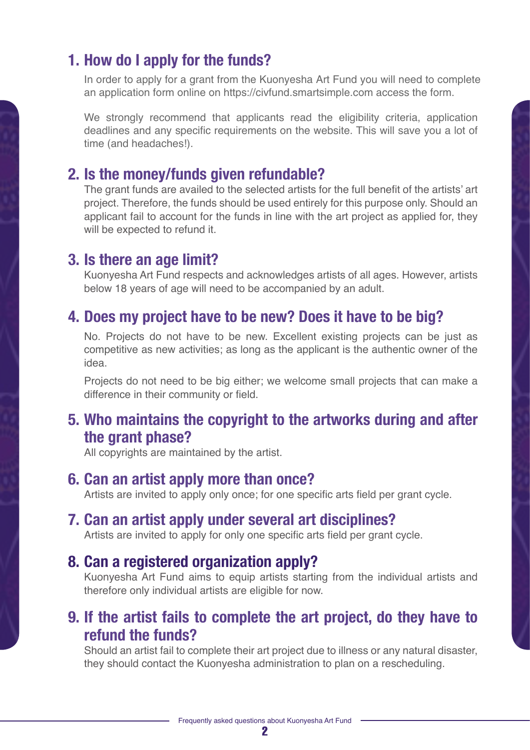## 1. How do I apply for the funds?

In order to apply for a grant from the Kuonyesha Art Fund you will need to complete an application form online on https://civfund.smartsimple.com access the form.

We strongly recommend that applicants read the eligibility criteria, application deadlines and any specific requirements on the website. This will save you a lot of time (and headaches!).

## 2. Is the money/funds given refundable?

The grant funds are availed to the selected artists for the full benefit of the artists' art project. Therefore, the funds should be used entirely for this purpose only. Should an applicant fail to account for the funds in line with the art project as applied for, they will be expected to refund it.

## 3. Is there an age limit?

Kuonyesha Art Fund respects and acknowledges artists of all ages. However, artists below 18 years of age will need to be accompanied by an adult.

## 4. Does my project have to be new? Does it have to be big?

No. Projects do not have to be new. Excellent existing projects can be just as competitive as new activities; as long as the applicant is the authentic owner of the idea.

Projects do not need to be big either; we welcome small projects that can make a difference in their community or field.

## 5. Who maintains the copyright to the artworks during and after the grant phase?

All copyrights are maintained by the artist.

## 6. Can an artist apply more than once?

Artists are invited to apply only once; for one specific arts field per grant cycle.

## 7. Can an artist apply under several art disciplines?

Artists are invited to apply for only one specific arts field per grant cycle.

## 8. Can a registered organization apply?

Kuonyesha Art Fund aims to equip artists starting from the individual artists and therefore only individual artists are eligible for now.

## 9. If the artist fails to complete the art project, do they have to refund the funds?

Should an artist fail to complete their art project due to illness or any natural disaster, they should contact the Kuonyesha administration to plan on a rescheduling.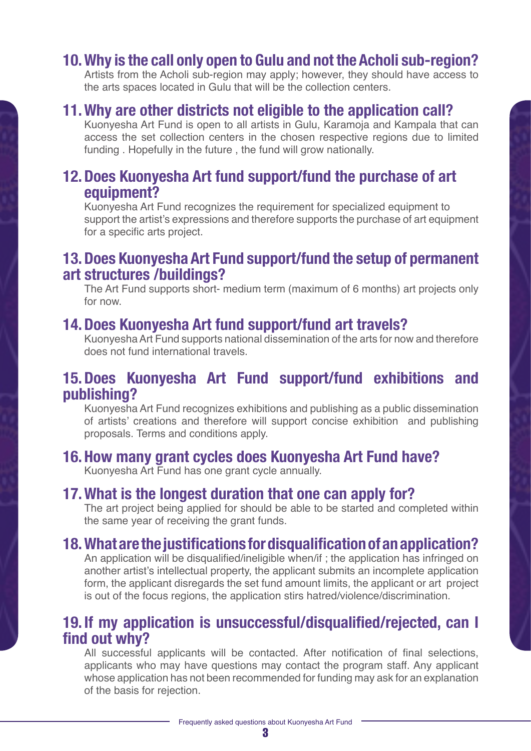## 10. Why is the call only open to Gulu and not the Acholi sub-region?

Artists from the Acholi sub-region may apply; however, they should have access to the arts spaces located in Gulu that will be the collection centers.

## 11. Why are other districts not eligible to the application call?

Kuonyesha Art Fund is open to all artists in Gulu, Karamoja and Kampala that can access the set collection centers in the chosen respective regions due to limited funding . Hopefully in the future , the fund will grow nationally.

## 12. Does Kuonyesha Art fund support/fund the purchase of art equipment?

Kuonyesha Art Fund recognizes the requirement for specialized equipment to support the artist's expressions and therefore supports the purchase of art equipment for a specific arts project.

## 13. Does Kuonyesha Art Fund support/fund the setup of permanent art structures /buildings?

The Art Fund supports short- medium term (maximum of 6 months) art projects only for now.

## 14. Does Kuonyesha Art fund support/fund art travels?

Kuonyesha Art Fund supports national dissemination of the arts for now and therefore does not fund international travels.

## 15. Does Kuonyesha Art Fund support/fund exhibitions and publishing?

Kuonyesha Art Fund recognizes exhibitions and publishing as a public dissemination of artists' creations and therefore will support concise exhibition and publishing proposals. Terms and conditions apply.

## 16. How many grant cycles does Kuonyesha Art Fund have?

Kuonyesha Art Fund has one grant cycle annually.

## 17. What is the longest duration that one can apply for?

The art project being applied for should be able to be started and completed within the same year of receiving the grant funds.

## 18. What are the justifications for disqualification of an application?

An application will be disqualified/ineligible when/if ; the application has infringed on another artist's intellectual property, the applicant submits an incomplete application form, the applicant disregards the set fund amount limits, the applicant or art project is out of the focus regions, the application stirs hatred/violence/discrimination.

## 19. If my application is unsuccessful/disqualified/rejected, can I find out why?

All successful applicants will be contacted. After notification of final selections, applicants who may have questions may contact the program staff. Any applicant whose application has not been recommended for funding may ask for an explanation of the basis for rejection.